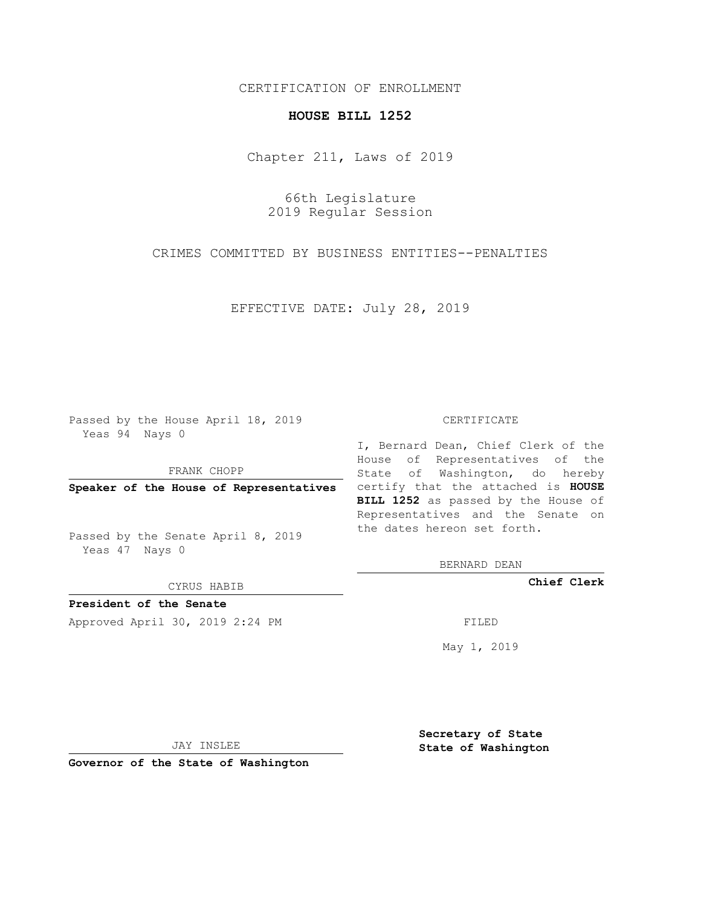CERTIFICATION OF ENROLLMENT

**HOUSE BILL 1252**

Chapter 211, Laws of 2019

66th Legislature
2019 Regular Session

CRIMES COMMITTED BY BUSINESS ENTITIES--PENALTIES

EFFECTIVE DATE: July 28, 2019

Passed by the House April 18, 2019
Yeas 94 Nays 0

FRANK CHOPP

**Speaker of the House of Representatives**

Passed by the Senate April 8, 2019
Yeas 47 Nays 0

CYRUS HABIB

**President of the Senate**

CERTIFICATE

I, Bernard Dean, Chief Clerk of the House of Representatives of the State of Washington, do hereby certify that the attached is **HOUSE BILL 1252** as passed by the House of Representatives and the Senate on the dates hereon set forth.

BERNARD DEAN

**Chief Clerk**

Approved April 30, 2019 2:24 PM

FILED

May 1, 2019

JAY INSLEE

**Governor of the State of Washington**

**Secretary of State**
**State of Washington**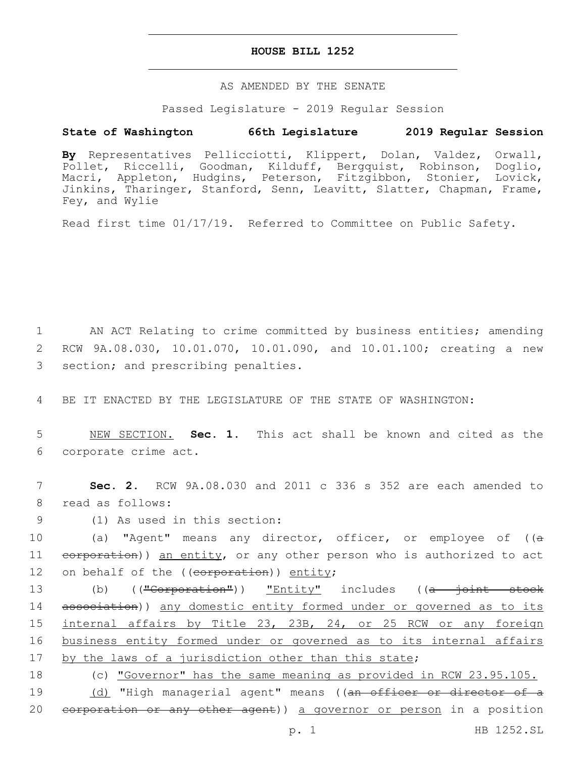# HOUSE BILL 1252

AS AMENDED BY THE SENATE

Passed Legislature - 2019 Regular Session

**State of Washington 66th Legislature 2019 Regular Session**

**By** Representatives Pellicciotti, Klippert, Dolan, Valdez, Orwall, Pollet, Riccelli, Goodman, Kilduff, Bergquist, Robinson, Doglio, Macri, Appleton, Hudgins, Peterson, Fitzgibbon, Stonier, Lovick, Jinkins, Tharinger, Stanford, Senn, Leavitt, Slatter, Chapman, Frame, Fey, and Wylie

Read first time 01/17/19. Referred to Committee on Public Safety.

1 AN ACT Relating to crime committed by business entities; amending
2 RCW 9A.08.030, 10.01.070, 10.01.090, and 10.01.100; creating a new
3 section; and prescribing penalties.

4 BE IT ENACTED BY THE LEGISLATURE OF THE STATE OF WASHINGTON:

5 NEW SECTION. **Sec. 1.** This act shall be known and cited as the
6 corporate crime act.

7 **Sec. 2.** RCW 9A.08.030 and 2011 c 336 s 352 are each amended to
8 read as follows:

9 (1) As used in this section:

10 (a) "Agent" means any director, officer, or employee of ((~~a~~
11 ~~corporation~~)) an entity, or any other person who is authorized to act
12 on behalf of the ((~~corporation~~)) entity;

13 (b) ((~~"Corporation"~~)) "Entity" includes ((~~a joint stock~~
14 ~~association~~)) any domestic entity formed under or governed as to its
15 internal affairs by Title 23, 23B, 24, or 25 RCW or any foreign
16 business entity formed under or governed as to its internal affairs
17 by the laws of a jurisdiction other than this state;

18 (c) "Governor" has the same meaning as provided in RCW 23.95.105.

19 (d) "High managerial agent" means ((~~an officer or director of a~~
20 ~~corporation or any other agent~~)) a governor or person in a position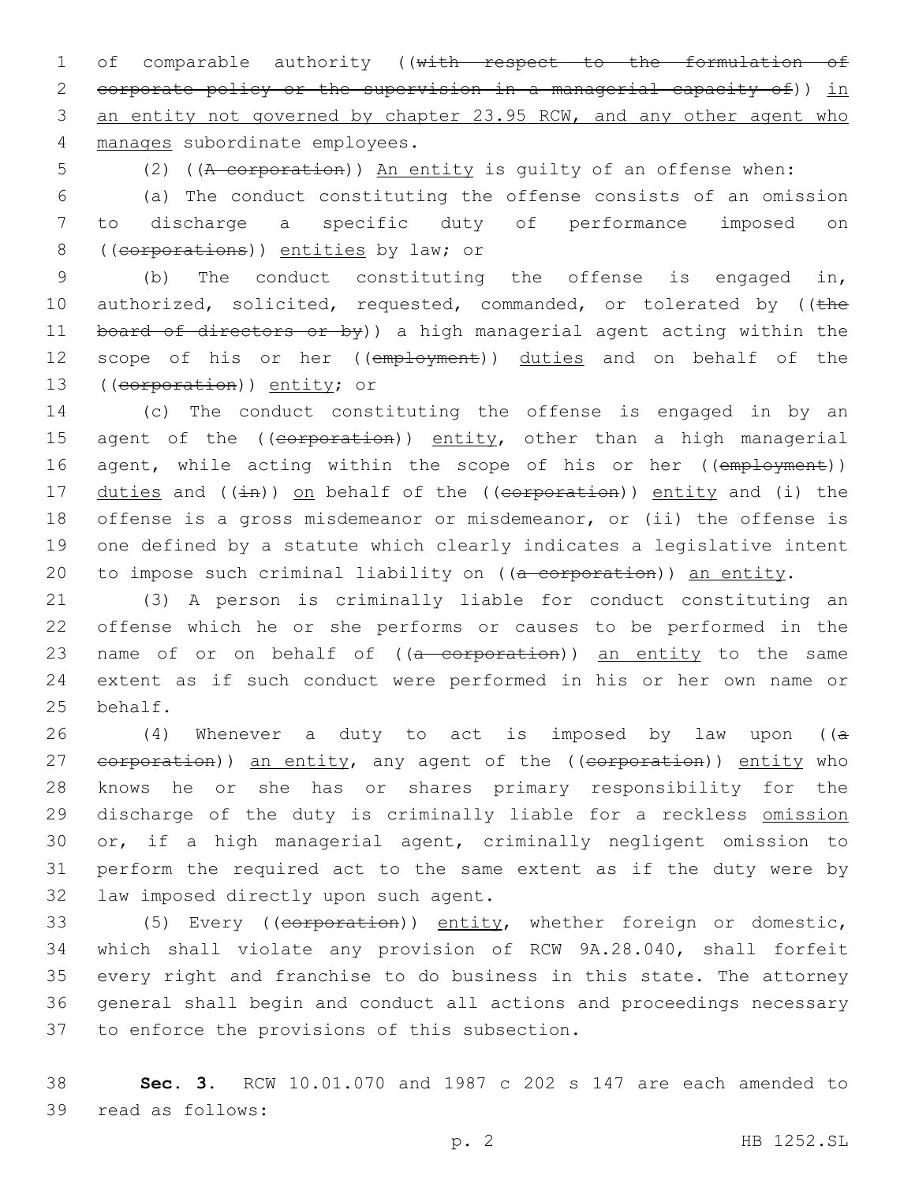of comparable authority ((~~with respect to the formulation of corporate policy or the supervision in a managerial capacity of~~)) in an entity not governed by chapter 23.95 RCW, and any other agent who manages subordinate employees.

(2) ((~~A corporation~~)) An entity is guilty of an offense when:

(a) The conduct constituting the offense consists of an omission to discharge a specific duty of performance imposed on ((~~corporations~~)) entities by law; or

(b) The conduct constituting the offense is engaged in, authorized, solicited, requested, commanded, or tolerated by ((~~the board of directors or by~~)) a high managerial agent acting within the scope of his or her ((~~employment~~)) duties and on behalf of the ((~~corporation~~)) entity; or

(c) The conduct constituting the offense is engaged in by an agent of the ((~~corporation~~)) entity, other than a high managerial agent, while acting within the scope of his or her ((~~employment~~)) duties and ((~~in~~)) on behalf of the ((~~corporation~~)) entity and (i) the offense is a gross misdemeanor or misdemeanor, or (ii) the offense is one defined by a statute which clearly indicates a legislative intent to impose such criminal liability on ((~~a corporation~~)) an entity.

(3) A person is criminally liable for conduct constituting an offense which he or she performs or causes to be performed in the name of or on behalf of ((~~a corporation~~)) an entity to the same extent as if such conduct were performed in his or her own name or behalf.

(4) Whenever a duty to act is imposed by law upon ((~~a corporation~~)) an entity, any agent of the ((~~corporation~~)) entity who knows he or she has or shares primary responsibility for the discharge of the duty is criminally liable for a reckless omission or, if a high managerial agent, criminally negligent omission to perform the required act to the same extent as if the duty were by law imposed directly upon such agent.

(5) Every ((~~corporation~~)) entity, whether foreign or domestic, which shall violate any provision of RCW 9A.28.040, shall forfeit every right and franchise to do business in this state. The attorney general shall begin and conduct all actions and proceedings necessary to enforce the provisions of this subsection.

**Sec. 3.** RCW 10.01.070 and 1987 c 202 s 147 are each amended to read as follows: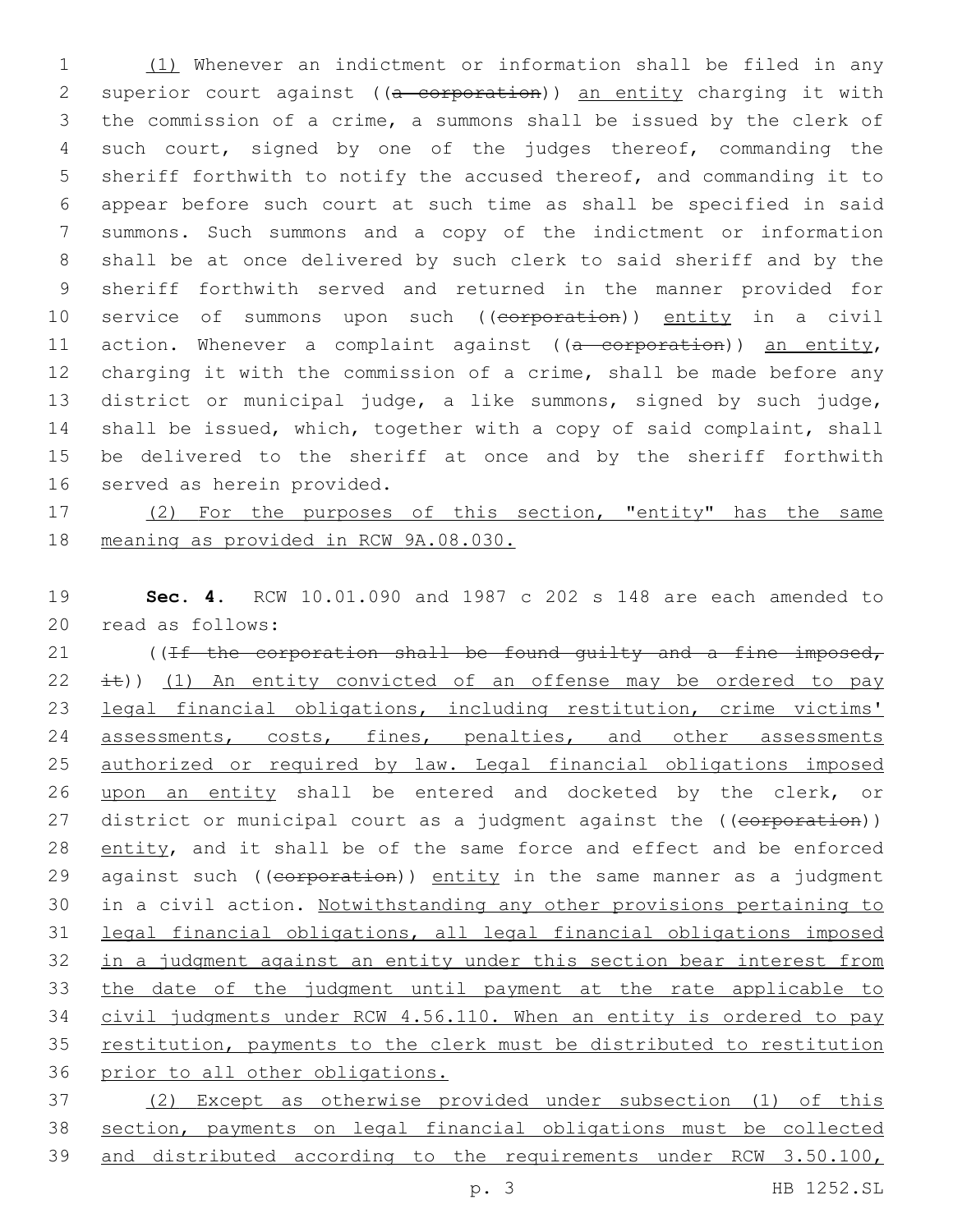(1) Whenever an indictment or information shall be filed in any superior court against ((~~a corporation~~)) an entity charging it with the commission of a crime, a summons shall be issued by the clerk of such court, signed by one of the judges thereof, commanding the sheriff forthwith to notify the accused thereof, and commanding it to appear before such court at such time as shall be specified in said summons. Such summons and a copy of the indictment or information shall be at once delivered by such clerk to said sheriff and by the sheriff forthwith served and returned in the manner provided for service of summons upon such ((~~corporation~~)) entity in a civil action. Whenever a complaint against ((~~a corporation~~)) an entity, charging it with the commission of a crime, shall be made before any district or municipal judge, a like summons, signed by such judge, shall be issued, which, together with a copy of said complaint, shall be delivered to the sheriff at once and by the sheriff forthwith served as herein provided.

(2) For the purposes of this section, "entity" has the same meaning as provided in RCW 9A.08.030.

**Sec. 4.** RCW 10.01.090 and 1987 c 202 s 148 are each amended to read as follows:

((~~If the corporation shall be found guilty and a fine imposed, it~~)) (1) An entity convicted of an offense may be ordered to pay legal financial obligations, including restitution, crime victims' assessments, costs, fines, penalties, and other assessments authorized or required by law. Legal financial obligations imposed upon an entity shall be entered and docketed by the clerk, or district or municipal court as a judgment against the ((~~corporation~~)) entity, and it shall be of the same force and effect and be enforced against such ((~~corporation~~)) entity in the same manner as a judgment in a civil action. Notwithstanding any other provisions pertaining to legal financial obligations, all legal financial obligations imposed in a judgment against an entity under this section bear interest from the date of the judgment until payment at the rate applicable to civil judgments under RCW 4.56.110. When an entity is ordered to pay restitution, payments to the clerk must be distributed to restitution prior to all other obligations.

(2) Except as otherwise provided under subsection (1) of this section, payments on legal financial obligations must be collected and distributed according to the requirements under RCW 3.50.100,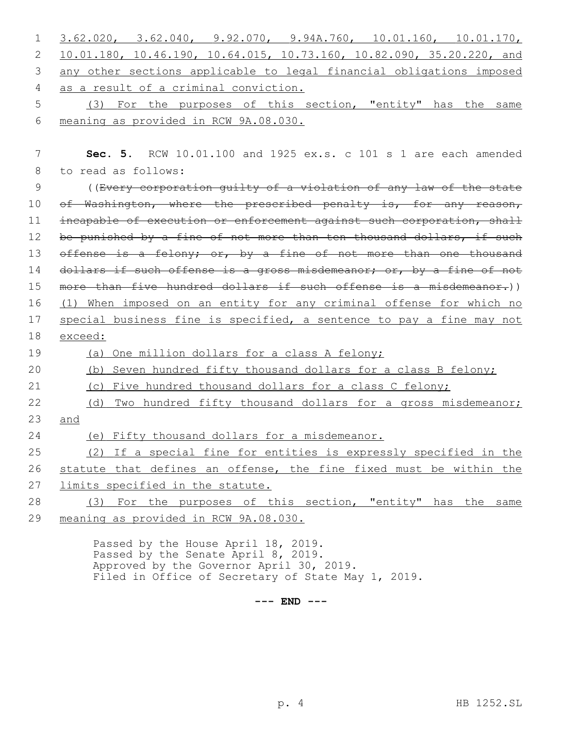3.62.020, 3.62.040, 9.92.070, 9.94A.760, 10.01.160, 10.01.170, 10.01.180, 10.46.190, 10.64.015, 10.73.160, 10.82.090, 35.20.220, and any other sections applicable to legal financial obligations imposed as a result of a criminal conviction.

(3) For the purposes of this section, "entity" has the same meaning as provided in RCW 9A.08.030.

**Sec. 5.** RCW 10.01.100 and 1925 ex.s. c 101 s 1 are each amended to read as follows:

((~~Every corporation guilty of a violation of any law of the state of Washington, where the prescribed penalty is, for any reason, incapable of execution or enforcement against such corporation, shall be punished by a fine of not more than ten thousand dollars, if such offense is a felony; or, by a fine of not more than one thousand dollars if such offense is a gross misdemeanor; or, by a fine of not more than five hundred dollars if such offense is a misdemeanor.~~)) (1) When imposed on an entity for any criminal offense for which no special business fine is specified, a sentence to pay a fine may not exceed:

(a) One million dollars for a class A felony;

(b) Seven hundred fifty thousand dollars for a class B felony;

(c) Five hundred thousand dollars for a class C felony;

(d) Two hundred fifty thousand dollars for a gross misdemeanor; and

(e) Fifty thousand dollars for a misdemeanor.

(2) If a special fine for entities is expressly specified in the statute that defines an offense, the fine fixed must be within the limits specified in the statute.

(3) For the purposes of this section, "entity" has the same meaning as provided in RCW 9A.08.030.

Passed by the House April 18, 2019.
Passed by the Senate April 8, 2019.
Approved by the Governor April 30, 2019.
Filed in Office of Secretary of State May 1, 2019.

**--- END ---**